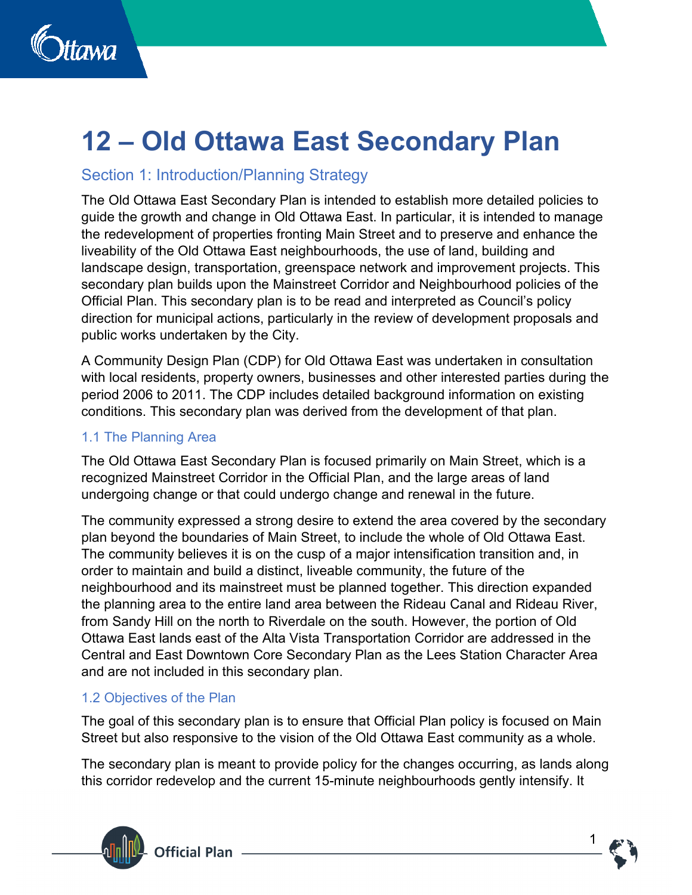# 12 – Old Ottawa East Secondary Plan

## Section 1: Introduction/Planning Strategy

The Old Ottawa East Secondary Plan is intended to establish more detailed policies to guide the growth and change in Old Ottawa East. In particular, it is intended to manage the redevelopment of properties fronting Main Street and to preserve and enhance the liveability of the Old Ottawa East neighbourhoods, the use of land, building and landscape design, transportation, greenspace network and improvement projects. This secondary plan builds upon the Mainstreet Corridor and Neighbourhood policies of the Official Plan. This secondary plan is to be read and interpreted as Council's policy direction for municipal actions, particularly in the review of development proposals and public works undertaken by the City.

A Community Design Plan (CDP) for Old Ottawa East was undertaken in consultation with local residents, property owners, businesses and other interested parties during the period 2006 to 2011. The CDP includes detailed background information on existing conditions. This secondary plan was derived from the development of that plan.

### 1.1 The Planning Area

The Old Ottawa East Secondary Plan is focused primarily on Main Street, which is a recognized Mainstreet Corridor in the Official Plan, and the large areas of land undergoing change or that could undergo change and renewal in the future.

The community expressed a strong desire to extend the area covered by the secondary plan beyond the boundaries of Main Street, to include the whole of Old Ottawa East. The community believes it is on the cusp of a major intensification transition and, in order to maintain and build a distinct, liveable community, the future of the neighbourhood and its mainstreet must be planned together. This direction expanded the planning area to the entire land area between the Rideau Canal and Rideau River, from Sandy Hill on the north to Riverdale on the south. However, the portion of Old Ottawa East lands east of the Alta Vista Transportation Corridor are addressed in the Central and East Downtown Core Secondary Plan as the Lees Station Character Area and are not included in this secondary plan.

### 1.2 Objectives of the Plan

The goal of this secondary plan is to ensure that Official Plan policy is focused on Main Street but also responsive to the vision of the Old Ottawa East community as a whole.

The secondary plan is meant to provide policy for the changes occurring, as lands along this corridor redevelop and the current 15-minute neighbourhoods gently intensify. It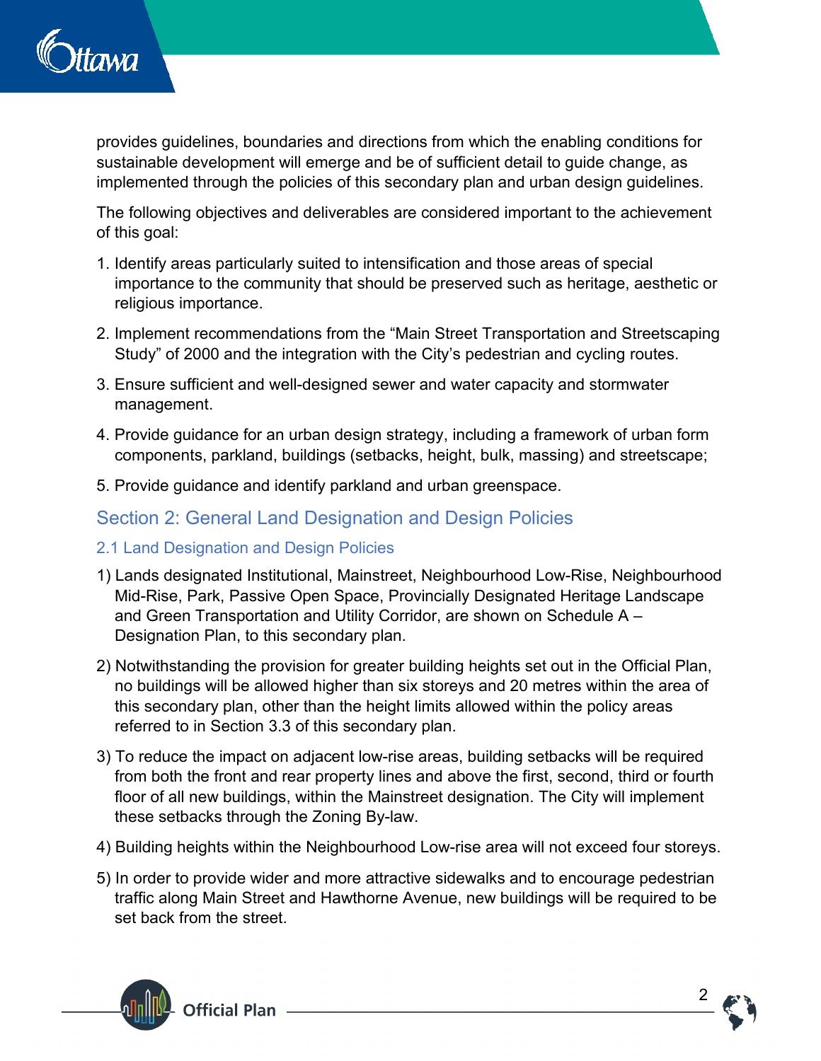provides guidelines, boundaries and directions from which the enabling conditions for sustainable development will emerge and be of sufficient detail to guide change, as implemented through the policies of this secondary plan and urban design guidelines.

The following objectives and deliverables are considered important to the achievement of this goal:

1. Identify areas particularly suited to intensification and those areas of special importance to the community that should be preserved such as heritage, aesthetic or religious importance.
2. Implement recommendations from the "Main Street Transportation and Streetscaping Study" of 2000 and the integration with the City's pedestrian and cycling routes.
3. Ensure sufficient and well-designed sewer and water capacity and stormwater management.
4. Provide guidance for an urban design strategy, including a framework of urban form components, parkland, buildings (setbacks, height, bulk, massing) and streetscape;
5. Provide guidance and identify parkland and urban greenspace.

## Section 2: General Land Designation and Design Policies

### 2.1 Land Designation and Design Policies

1) Lands designated Institutional, Mainstreet, Neighbourhood Low-Rise, Neighbourhood Mid-Rise, Park, Passive Open Space, Provincially Designated Heritage Landscape and Green Transportation and Utility Corridor, are shown on Schedule A – Designation Plan, to this secondary plan.

2) Notwithstanding the provision for greater building heights set out in the Official Plan, no buildings will be allowed higher than six storeys and 20 metres within the area of this secondary plan, other than the height limits allowed within the policy areas referred to in Section 3.3 of this secondary plan.

3) To reduce the impact on adjacent low-rise areas, building setbacks will be required from both the front and rear property lines and above the first, second, third or fourth floor of all new buildings, within the Mainstreet designation. The City will implement these setbacks through the Zoning By-law.

4) Building heights within the Neighbourhood Low-rise area will not exceed four storeys.

5) In order to provide wider and more attractive sidewalks and to encourage pedestrian traffic along Main Street and Hawthorne Avenue, new buildings will be required to be set back from the street.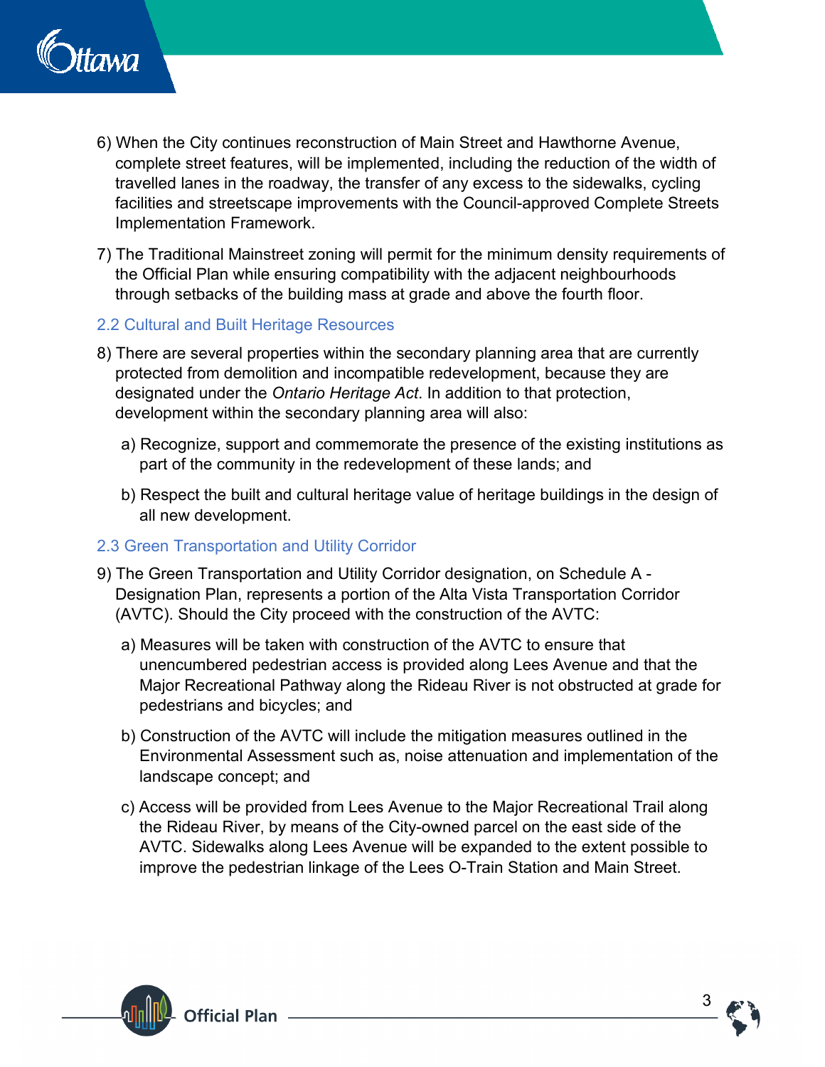6) When the City continues reconstruction of Main Street and Hawthorne Avenue, complete street features, will be implemented, including the reduction of the width of travelled lanes in the roadway, the transfer of any excess to the sidewalks, cycling facilities and streetscape improvements with the Council-approved Complete Streets Implementation Framework.

7) The Traditional Mainstreet zoning will permit for the minimum density requirements of the Official Plan while ensuring compatibility with the adjacent neighbourhoods through setbacks of the building mass at grade and above the fourth floor.

### 2.2 Cultural and Built Heritage Resources

8) There are several properties within the secondary planning area that are currently protected from demolition and incompatible redevelopment, because they are designated under the *Ontario Heritage Act*. In addition to that protection, development within the secondary planning area will also:

   a) Recognize, support and commemorate the presence of the existing institutions as part of the community in the redevelopment of these lands; and

   b) Respect the built and cultural heritage value of heritage buildings in the design of all new development.

### 2.3 Green Transportation and Utility Corridor

9) The Green Transportation and Utility Corridor designation, on Schedule A - Designation Plan, represents a portion of the Alta Vista Transportation Corridor (AVTC). Should the City proceed with the construction of the AVTC:

   a) Measures will be taken with construction of the AVTC to ensure that unencumbered pedestrian access is provided along Lees Avenue and that the Major Recreational Pathway along the Rideau River is not obstructed at grade for pedestrians and bicycles; and

   b) Construction of the AVTC will include the mitigation measures outlined in the Environmental Assessment such as, noise attenuation and implementation of the landscape concept; and

   c) Access will be provided from Lees Avenue to the Major Recreational Trail along the Rideau River, by means of the City-owned parcel on the east side of the AVTC. Sidewalks along Lees Avenue will be expanded to the extent possible to improve the pedestrian linkage of the Lees O-Train Station and Main Street.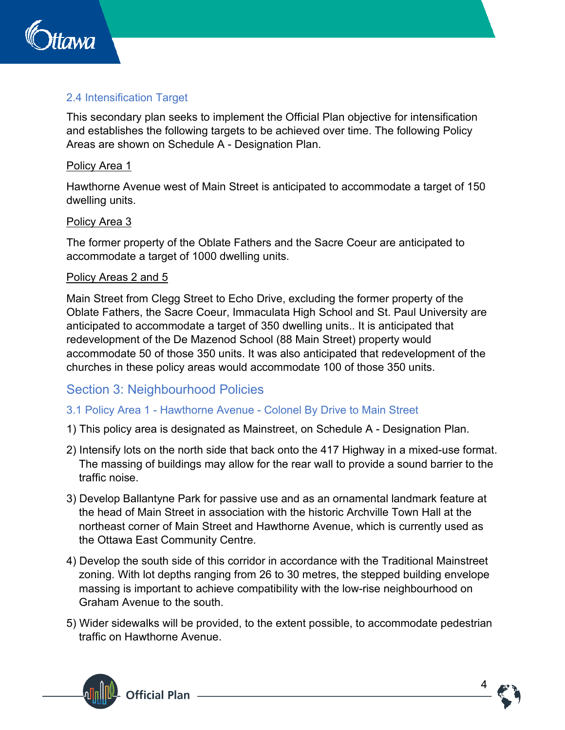### 2.4 Intensification Target

This secondary plan seeks to implement the Official Plan objective for intensification and establishes the following targets to be achieved over time. The following Policy Areas are shown on Schedule A - Designation Plan.

<u>Policy Area 1</u>

Hawthorne Avenue west of Main Street is anticipated to accommodate a target of 150 dwelling units.

<u>Policy Area 3</u>

The former property of the Oblate Fathers and the Sacre Coeur are anticipated to accommodate a target of 1000 dwelling units.

<u>Policy Areas 2 and 5</u>

Main Street from Clegg Street to Echo Drive, excluding the former property of the Oblate Fathers, the Sacre Coeur, Immaculata High School and St. Paul University are anticipated to accommodate a target of 350 dwelling units.. It is anticipated that redevelopment of the De Mazenod School (88 Main Street) property would accommodate 50 of those 350 units. It was also anticipated that redevelopment of the churches in these policy areas would accommodate 100 of those 350 units.

## Section 3: Neighbourhood Policies

### 3.1 Policy Area 1 - Hawthorne Avenue - Colonel By Drive to Main Street

1) This policy area is designated as Mainstreet, on Schedule A - Designation Plan.

2) Intensify lots on the north side that back onto the 417 Highway in a mixed-use format. The massing of buildings may allow for the rear wall to provide a sound barrier to the traffic noise.

3) Develop Ballantyne Park for passive use and as an ornamental landmark feature at the head of Main Street in association with the historic Archville Town Hall at the northeast corner of Main Street and Hawthorne Avenue, which is currently used as the Ottawa East Community Centre.

4) Develop the south side of this corridor in accordance with the Traditional Mainstreet zoning. With lot depths ranging from 26 to 30 metres, the stepped building envelope massing is important to achieve compatibility with the low-rise neighbourhood on Graham Avenue to the south.

5) Wider sidewalks will be provided, to the extent possible, to accommodate pedestrian traffic on Hawthorne Avenue.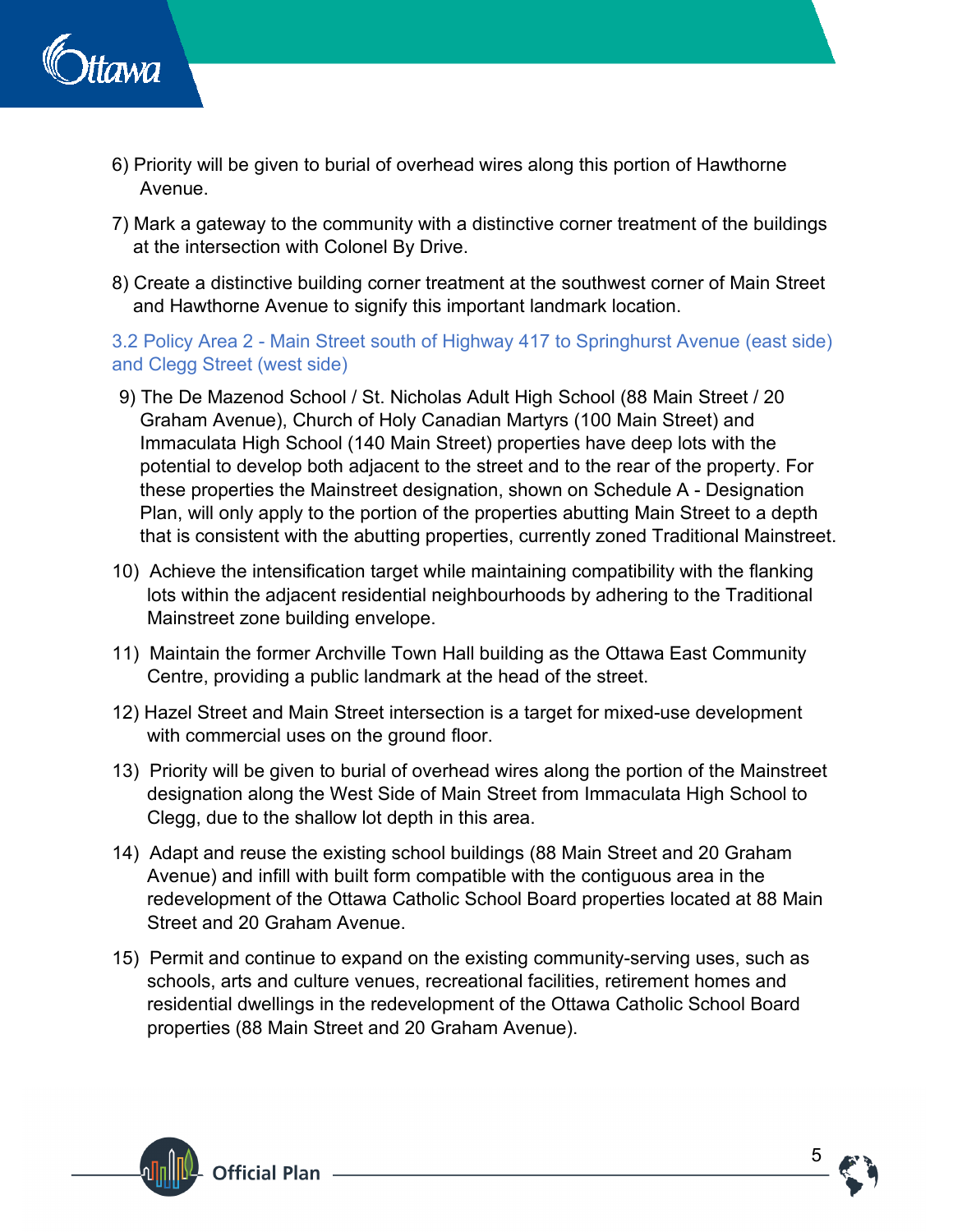6) Priority will be given to burial of overhead wires along this portion of Hawthorne Avenue.

7) Mark a gateway to the community with a distinctive corner treatment of the buildings at the intersection with Colonel By Drive.

8) Create a distinctive building corner treatment at the southwest corner of Main Street and Hawthorne Avenue to signify this important landmark location.

### 3.2 Policy Area 2 - Main Street south of Highway 417 to Springhurst Avenue (east side) and Clegg Street (west side)

9) The De Mazenod School / St. Nicholas Adult High School (88 Main Street / 20 Graham Avenue), Church of Holy Canadian Martyrs (100 Main Street) and Immaculata High School (140 Main Street) properties have deep lots with the potential to develop both adjacent to the street and to the rear of the property. For these properties the Mainstreet designation, shown on Schedule A - Designation Plan, will only apply to the portion of the properties abutting Main Street to a depth that is consistent with the abutting properties, currently zoned Traditional Mainstreet.

10) Achieve the intensification target while maintaining compatibility with the flanking lots within the adjacent residential neighbourhoods by adhering to the Traditional Mainstreet zone building envelope.

11) Maintain the former Archville Town Hall building as the Ottawa East Community Centre, providing a public landmark at the head of the street.

12) Hazel Street and Main Street intersection is a target for mixed-use development with commercial uses on the ground floor.

13) Priority will be given to burial of overhead wires along the portion of the Mainstreet designation along the West Side of Main Street from Immaculata High School to Clegg, due to the shallow lot depth in this area.

14) Adapt and reuse the existing school buildings (88 Main Street and 20 Graham Avenue) and infill with built form compatible with the contiguous area in the redevelopment of the Ottawa Catholic School Board properties located at 88 Main Street and 20 Graham Avenue.

15) Permit and continue to expand on the existing community-serving uses, such as schools, arts and culture venues, recreational facilities, retirement homes and residential dwellings in the redevelopment of the Ottawa Catholic School Board properties (88 Main Street and 20 Graham Avenue).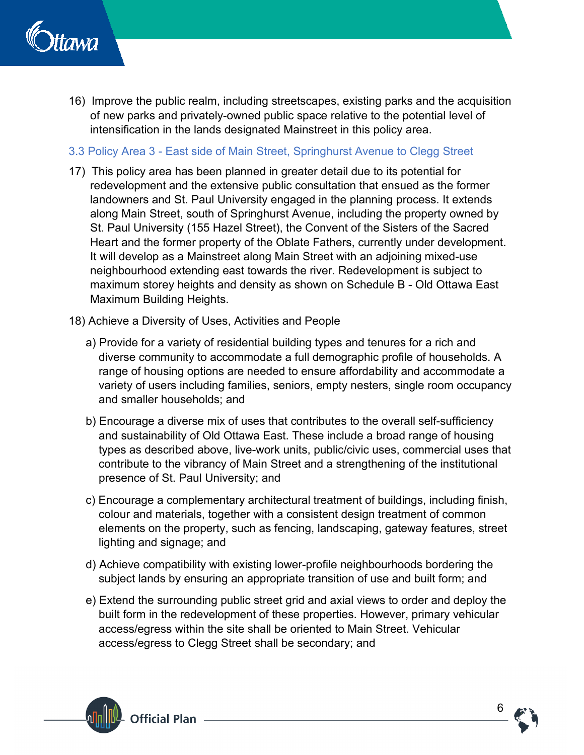16) Improve the public realm, including streetscapes, existing parks and the acquisition of new parks and privately-owned public space relative to the potential level of intensification in the lands designated Mainstreet in this policy area.

### 3.3 Policy Area 3 - East side of Main Street, Springhurst Avenue to Clegg Street

17) This policy area has been planned in greater detail due to its potential for redevelopment and the extensive public consultation that ensued as the former landowners and St. Paul University engaged in the planning process. It extends along Main Street, south of Springhurst Avenue, including the property owned by St. Paul University (155 Hazel Street), the Convent of the Sisters of the Sacred Heart and the former property of the Oblate Fathers, currently under development. It will develop as a Mainstreet along Main Street with an adjoining mixed-use neighbourhood extending east towards the river. Redevelopment is subject to maximum storey heights and density as shown on Schedule B - Old Ottawa East Maximum Building Heights.

18) Achieve a Diversity of Uses, Activities and People

a) Provide for a variety of residential building types and tenures for a rich and diverse community to accommodate a full demographic profile of households. A range of housing options are needed to ensure affordability and accommodate a variety of users including families, seniors, empty nesters, single room occupancy and smaller households; and

b) Encourage a diverse mix of uses that contributes to the overall self-sufficiency and sustainability of Old Ottawa East. These include a broad range of housing types as described above, live-work units, public/civic uses, commercial uses that contribute to the vibrancy of Main Street and a strengthening of the institutional presence of St. Paul University; and

c) Encourage a complementary architectural treatment of buildings, including finish, colour and materials, together with a consistent design treatment of common elements on the property, such as fencing, landscaping, gateway features, street lighting and signage; and

d) Achieve compatibility with existing lower-profile neighbourhoods bordering the subject lands by ensuring an appropriate transition of use and built form; and

e) Extend the surrounding public street grid and axial views to order and deploy the built form in the redevelopment of these properties. However, primary vehicular access/egress within the site shall be oriented to Main Street. Vehicular access/egress to Clegg Street shall be secondary; and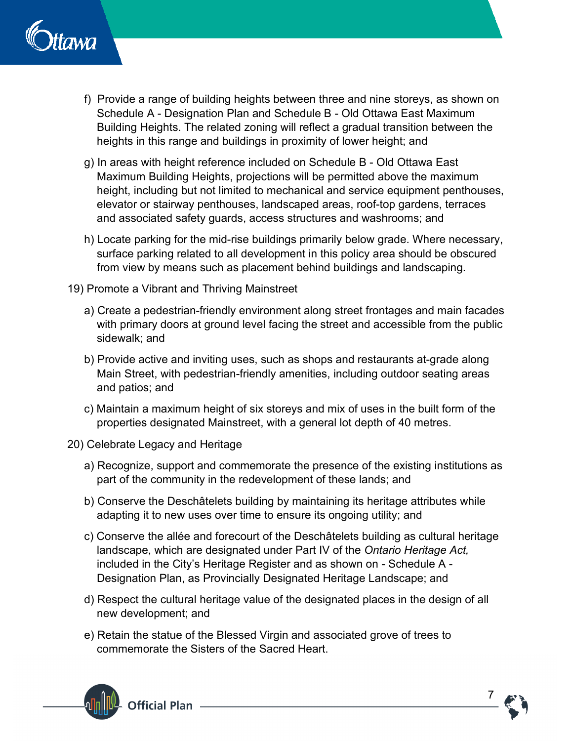f) Provide a range of building heights between three and nine storeys, as shown on Schedule A - Designation Plan and Schedule B - Old Ottawa East Maximum Building Heights. The related zoning will reflect a gradual transition between the heights in this range and buildings in proximity of lower height; and

g) In areas with height reference included on Schedule B - Old Ottawa East Maximum Building Heights, projections will be permitted above the maximum height, including but not limited to mechanical and service equipment penthouses, elevator or stairway penthouses, landscaped areas, roof-top gardens, terraces and associated safety guards, access structures and washrooms; and

h) Locate parking for the mid-rise buildings primarily below grade. Where necessary, surface parking related to all development in this policy area should be obscured from view by means such as placement behind buildings and landscaping.

19) Promote a Vibrant and Thriving Mainstreet

a) Create a pedestrian-friendly environment along street frontages and main facades with primary doors at ground level facing the street and accessible from the public sidewalk; and

b) Provide active and inviting uses, such as shops and restaurants at-grade along Main Street, with pedestrian-friendly amenities, including outdoor seating areas and patios; and

c) Maintain a maximum height of six storeys and mix of uses in the built form of the properties designated Mainstreet, with a general lot depth of 40 metres.

20) Celebrate Legacy and Heritage

a) Recognize, support and commemorate the presence of the existing institutions as part of the community in the redevelopment of these lands; and

b) Conserve the Deschâtelets building by maintaining its heritage attributes while adapting it to new uses over time to ensure its ongoing utility; and

c) Conserve the allée and forecourt of the Deschâtelets building as cultural heritage landscape, which are designated under Part IV of the *Ontario Heritage Act,* included in the City's Heritage Register and as shown on - Schedule A - Designation Plan, as Provincially Designated Heritage Landscape; and

d) Respect the cultural heritage value of the designated places in the design of all new development; and

e) Retain the statue of the Blessed Virgin and associated grove of trees to commemorate the Sisters of the Sacred Heart.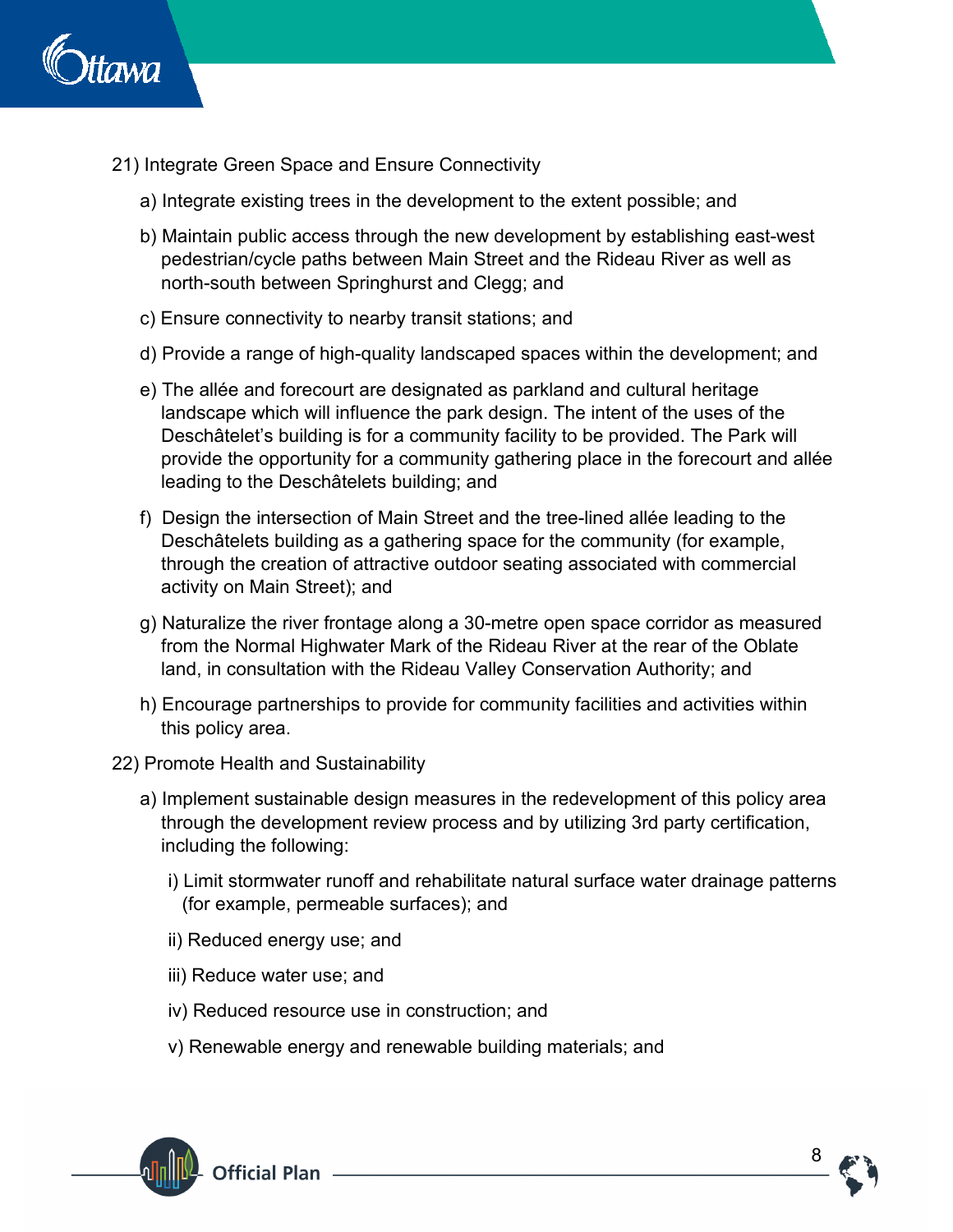21) Integrate Green Space and Ensure Connectivity

a) Integrate existing trees in the development to the extent possible; and

b) Maintain public access through the new development by establishing east-west pedestrian/cycle paths between Main Street and the Rideau River as well as north-south between Springhurst and Clegg; and

c) Ensure connectivity to nearby transit stations; and

d) Provide a range of high-quality landscaped spaces within the development; and

e) The allée and forecourt are designated as parkland and cultural heritage landscape which will influence the park design. The intent of the uses of the Deschâtelet's building is for a community facility to be provided. The Park will provide the opportunity for a community gathering place in the forecourt and allée leading to the Deschâtelets building; and

f) Design the intersection of Main Street and the tree-lined allée leading to the Deschâtelets building as a gathering space for the community (for example, through the creation of attractive outdoor seating associated with commercial activity on Main Street); and

g) Naturalize the river frontage along a 30-metre open space corridor as measured from the Normal Highwater Mark of the Rideau River at the rear of the Oblate land, in consultation with the Rideau Valley Conservation Authority; and

h) Encourage partnerships to provide for community facilities and activities within this policy area.

22) Promote Health and Sustainability

a) Implement sustainable design measures in the redevelopment of this policy area through the development review process and by utilizing 3rd party certification, including the following:

i) Limit stormwater runoff and rehabilitate natural surface water drainage patterns (for example, permeable surfaces); and

ii) Reduced energy use; and

iii) Reduce water use; and

iv) Reduced resource use in construction; and

v) Renewable energy and renewable building materials; and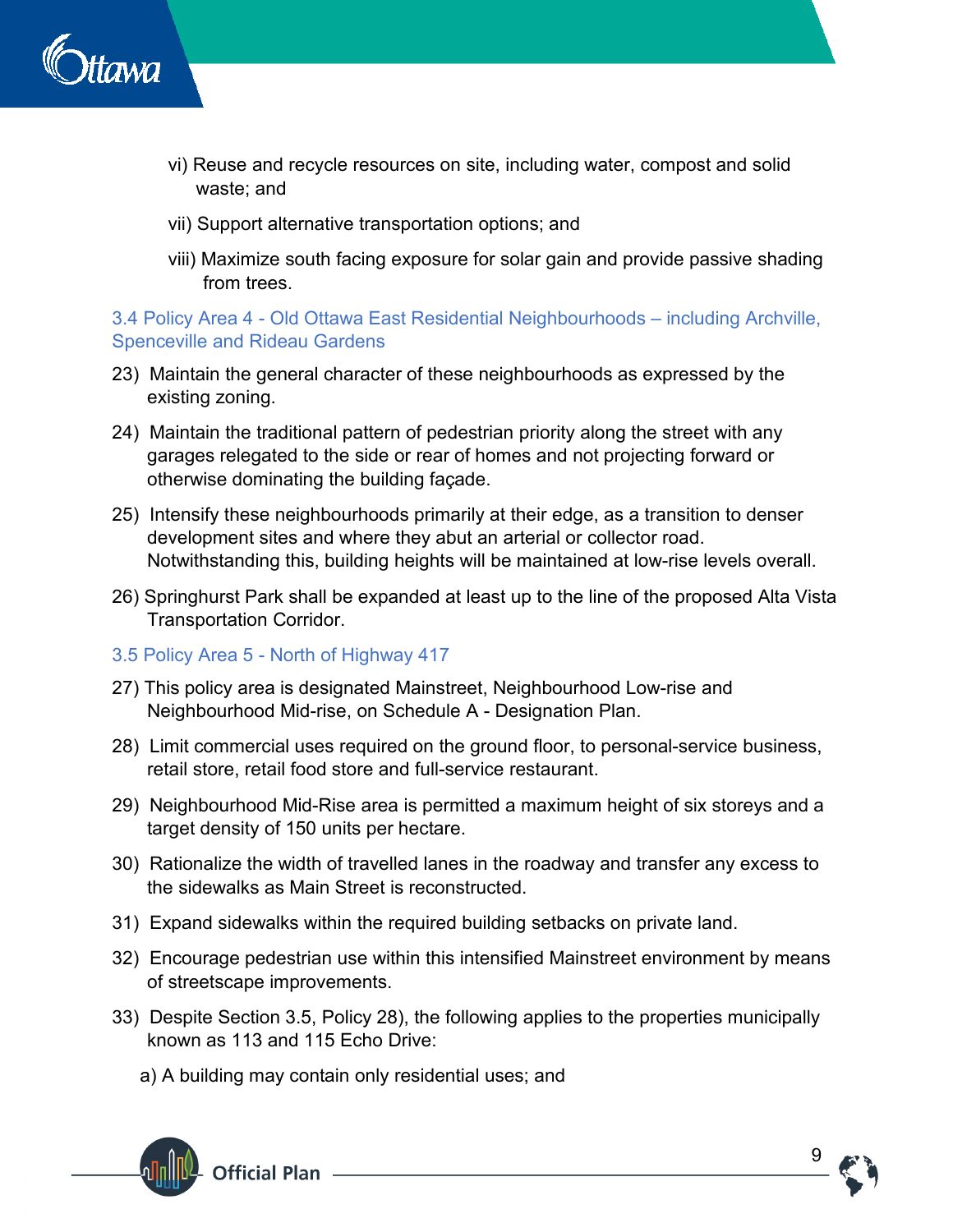vi) Reuse and recycle resources on site, including water, compost and solid waste; and

vii) Support alternative transportation options; and

viii) Maximize south facing exposure for solar gain and provide passive shading from trees.

### 3.4 Policy Area 4 - Old Ottawa East Residential Neighbourhoods – including Archville, Spenceville and Rideau Gardens

23) Maintain the general character of these neighbourhoods as expressed by the existing zoning.

24) Maintain the traditional pattern of pedestrian priority along the street with any garages relegated to the side or rear of homes and not projecting forward or otherwise dominating the building façade.

25) Intensify these neighbourhoods primarily at their edge, as a transition to denser development sites and where they abut an arterial or collector road. Notwithstanding this, building heights will be maintained at low-rise levels overall.

26) Springhurst Park shall be expanded at least up to the line of the proposed Alta Vista Transportation Corridor.

### 3.5 Policy Area 5 - North of Highway 417

27) This policy area is designated Mainstreet, Neighbourhood Low-rise and Neighbourhood Mid-rise, on Schedule A - Designation Plan.

28) Limit commercial uses required on the ground floor, to personal-service business, retail store, retail food store and full-service restaurant.

29) Neighbourhood Mid-Rise area is permitted a maximum height of six storeys and a target density of 150 units per hectare.

30) Rationalize the width of travelled lanes in the roadway and transfer any excess to the sidewalks as Main Street is reconstructed.

31) Expand sidewalks within the required building setbacks on private land.

32) Encourage pedestrian use within this intensified Mainstreet environment by means of streetscape improvements.

33) Despite Section 3.5, Policy 28), the following applies to the properties municipally known as 113 and 115 Echo Drive:

a) A building may contain only residential uses; and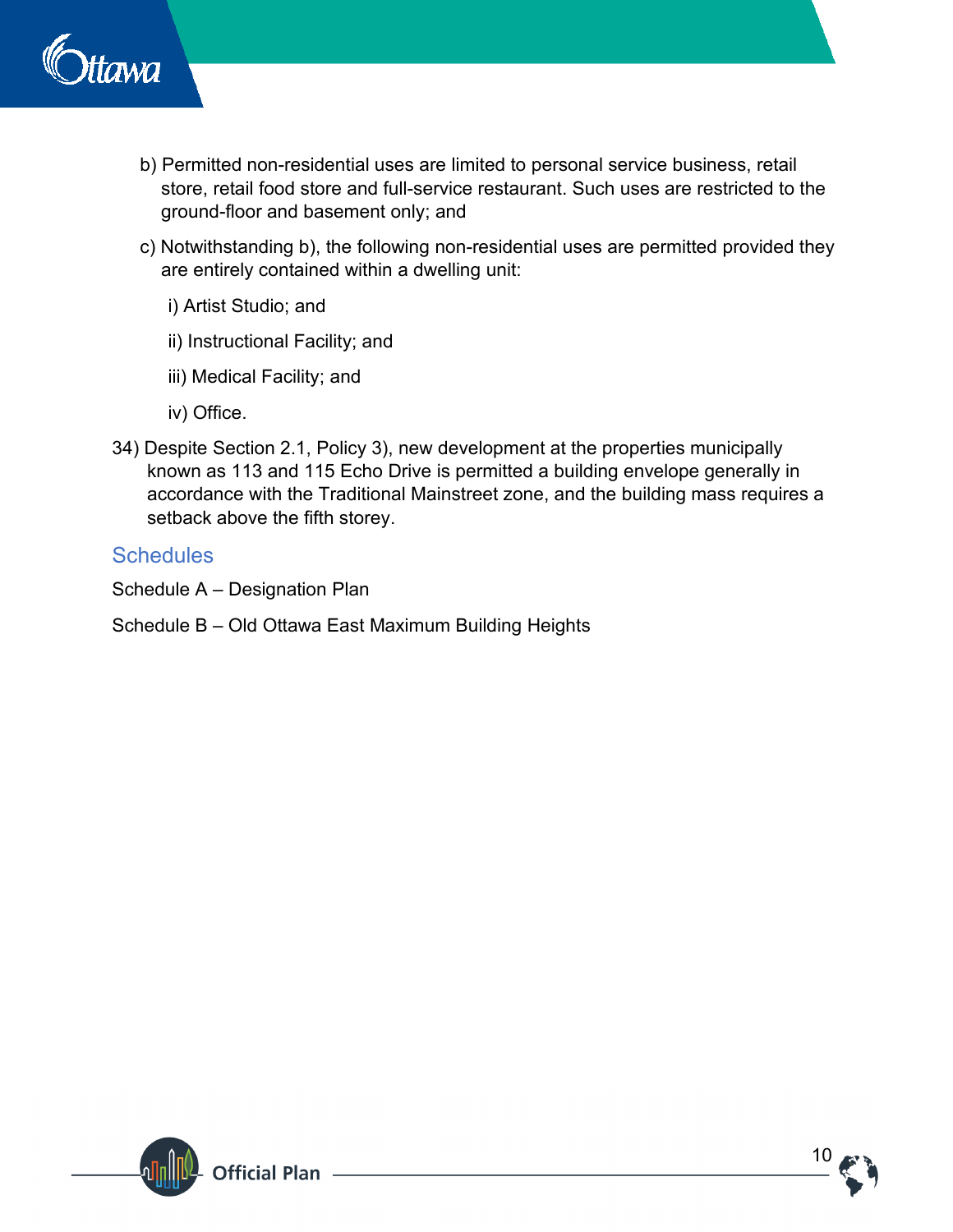b) Permitted non-residential uses are limited to personal service business, retail store, retail food store and full-service restaurant. Such uses are restricted to the ground-floor and basement only; and

c) Notwithstanding b), the following non-residential uses are permitted provided they are entirely contained within a dwelling unit:

i) Artist Studio; and

ii) Instructional Facility; and

iii) Medical Facility; and

iv) Office.

34) Despite Section 2.1, Policy 3), new development at the properties municipally known as 113 and 115 Echo Drive is permitted a building envelope generally in accordance with the Traditional Mainstreet zone, and the building mass requires a setback above the fifth storey.

## Schedules

Schedule A – Designation Plan

Schedule B – Old Ottawa East Maximum Building Heights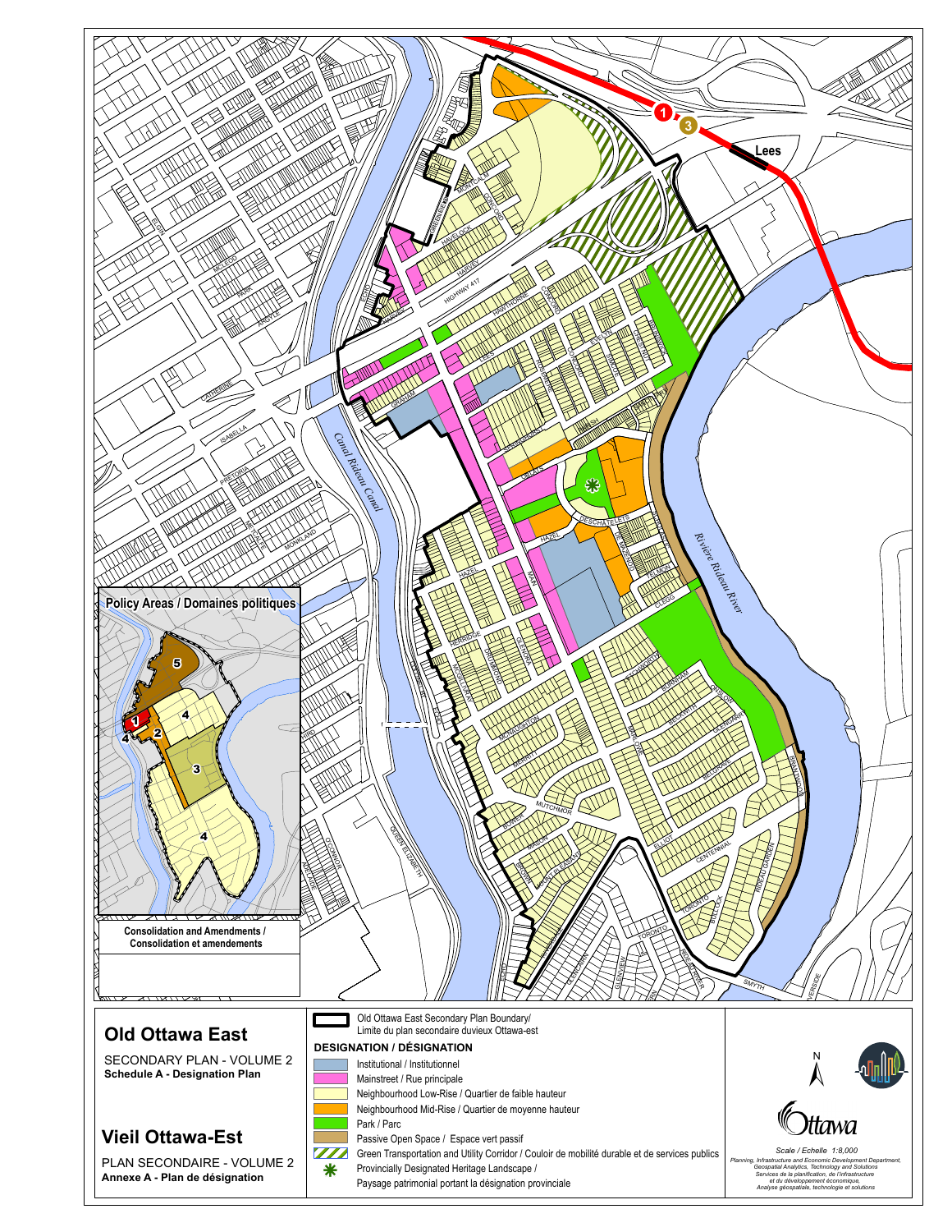Policy Areas / Domaines politiques

Consolidation and Amendments / Consolidation et amendements

# Old Ottawa East

SECONDARY PLAN - VOLUME 2

**Schedule A - Designation Plan**

# Vieil Ottawa-Est

PLAN SECONDAIRE - VOLUME 2

**Annexe A - Plan de désignation**

Old Ottawa East Secondary Plan Boundary/ Limite du plan secondaire duvieux Ottawa-est

**DESIGNATION / DÉSIGNATION**

- Institutional / Institutionnel
- Mainstreet / Rue principale
- Neighbourhood Low-Rise / Quartier de faible hauteur
- Neighbourhood Mid-Rise / Quartier de moyenne hauteur
- Park / Parc
- Passive Open Space / Espace vert passif
- Green Transportation and Utility Corridor / Couloir de mobilité durable et de services publics
- Provincially Designated Heritage Landscape / Paysage patrimonial portant la désignation provinciale

Scale / Echelle 1:8,000

Planning, Infrastructure and Economic Development Department, Geospatial Analytics, Technology and Solutions
Services de la planification, de l'infrastructure et du développement économique, Analyse géospatiale, technologie et solutions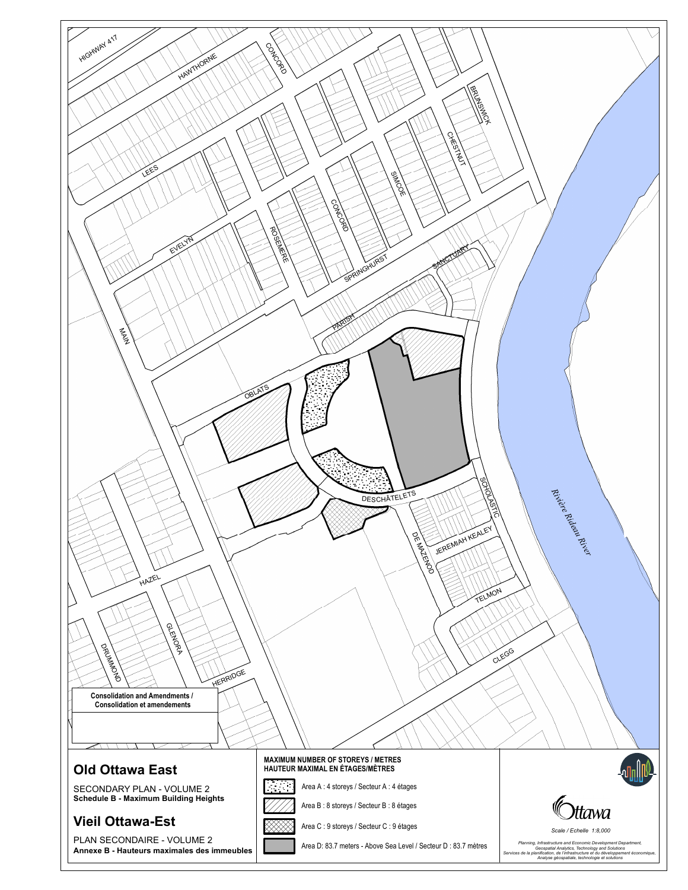HIGHWAY 417

HAWTHORNE

CONCORD

BRUNSWICK

CHESTNUT

LEES

SIMCOE

CONCORD

EVELYN

ROSEMERE

SPRINGHURST

SANCTUARY

MAIN

PARISH

OBLATS

DESCHÂTELETS

SCHOLASTIC

DE MAZENOD

JEREMIAH KEALEY

Rivière Rideau River

TELMON

HAZEL

GLENORA

CLEGG

DRUMMOND

HERRIDGE

**Consolidation and Amendments / Consolidation et amendements**

## Old Ottawa East

SECONDARY PLAN - VOLUME 2
**Schedule B - Maximum Building Heights**

## Vieil Ottawa-Est

PLAN SECONDAIRE - VOLUME 2
**Annexe B - Hauteurs maximales des immeubles**

**MAXIMUM NUMBER OF STOREYS / METRES**
**HAUTEUR MAXIMAL EN ÉTAGES/MÈTRES**

- Area A : 4 storeys / Secteur A : 4 étages
- Area B : 8 storeys / Secteur B : 8 étages
- Area C : 9 storeys / Secteur C : 9 étages
- Area D: 83.7 meters - Above Sea Level / Secteur D : 83.7 mètres

Ottawa

*Scale / Echelle 1:8,000*

*Planning, Infrastructure and Economic Development Department, Geospatial Analytics, Technology and Solutions*
*Services de la planification, de l'infrastructure et du développement économique, Analyse géospatiale, technologie et solutions*